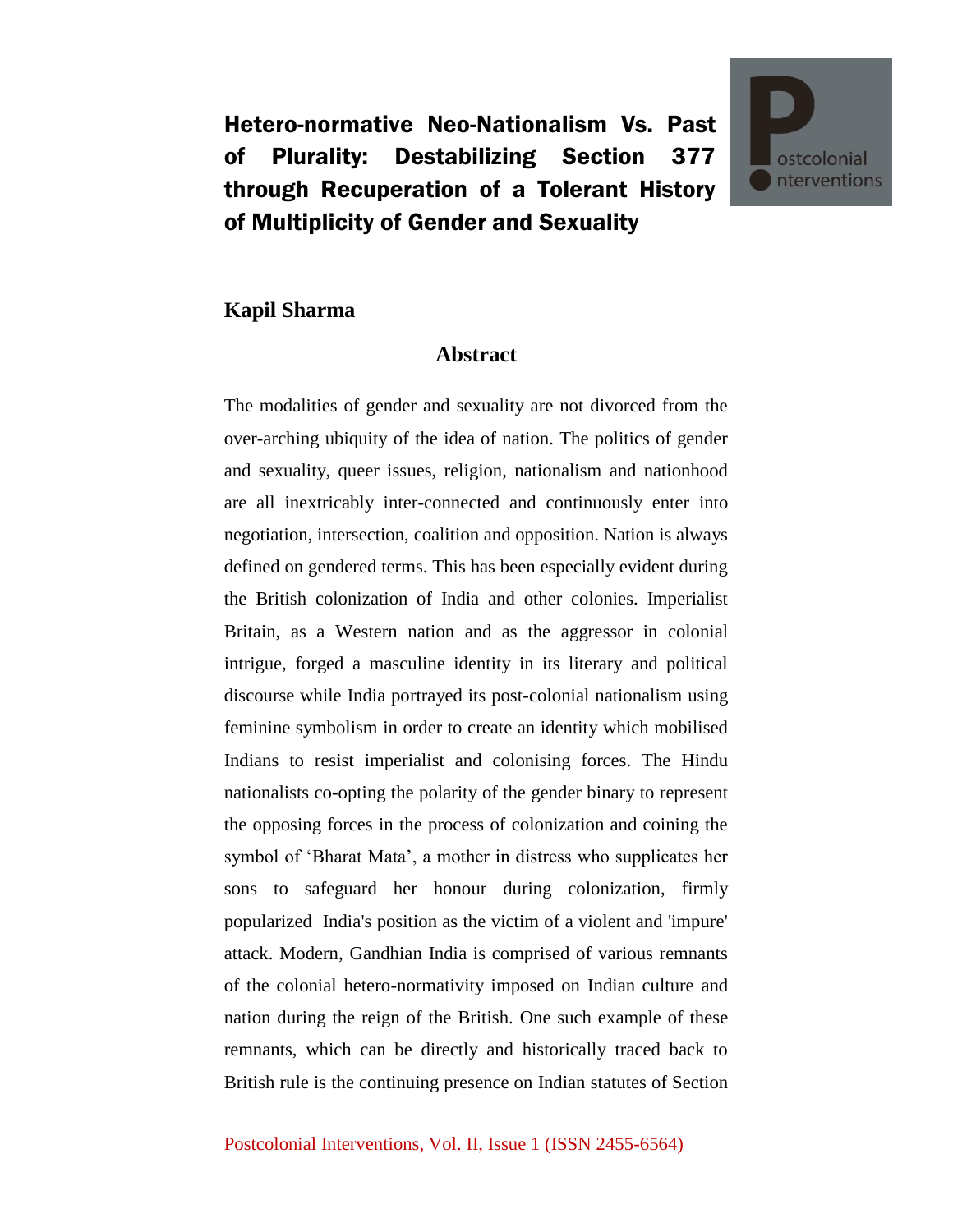# Hetero-normative Neo-Nationalism Vs. Past of Plurality: Destabilizing Section 377 through Recuperation of a Tolerant History of Multiplicity of Gender and Sexuality

**Kapil Sharma**

## Abstract

The modalities of gender and sexuality are not divorced from the over-arching ubiquity of the idea of nation. The politics of gender and sexuality, queer issues, religion, nationalism and nationhood are all inextricably inter-connected and continuously enter into negotiation, intersection, coalition and opposition. Nation is always defined on gendered terms. This has been especially evident during the British colonization of India and other colonies. Imperialist Britain, as a Western nation and as the aggressor in colonial intrigue, forged a masculine identity in its literary and political discourse while India portrayed its post-colonial nationalism using feminine symbolism in order to create an identity which mobilised Indians to resist imperialist and colonising forces. The Hindu nationalists co-opting the polarity of the gender binary to represent the opposing forces in the process of colonization and coining the symbol of 'Bharat Mata', a mother in distress who supplicates her sons to safeguard her honour during colonization, firmly popularized India's position as the victim of a violent and 'impure' attack. Modern, Gandhian India is comprised of various remnants of the colonial hetero-normativity imposed on Indian culture and nation during the reign of the British. One such example of these remnants, which can be directly and historically traced back to British rule is the continuing presence on Indian statutes of Section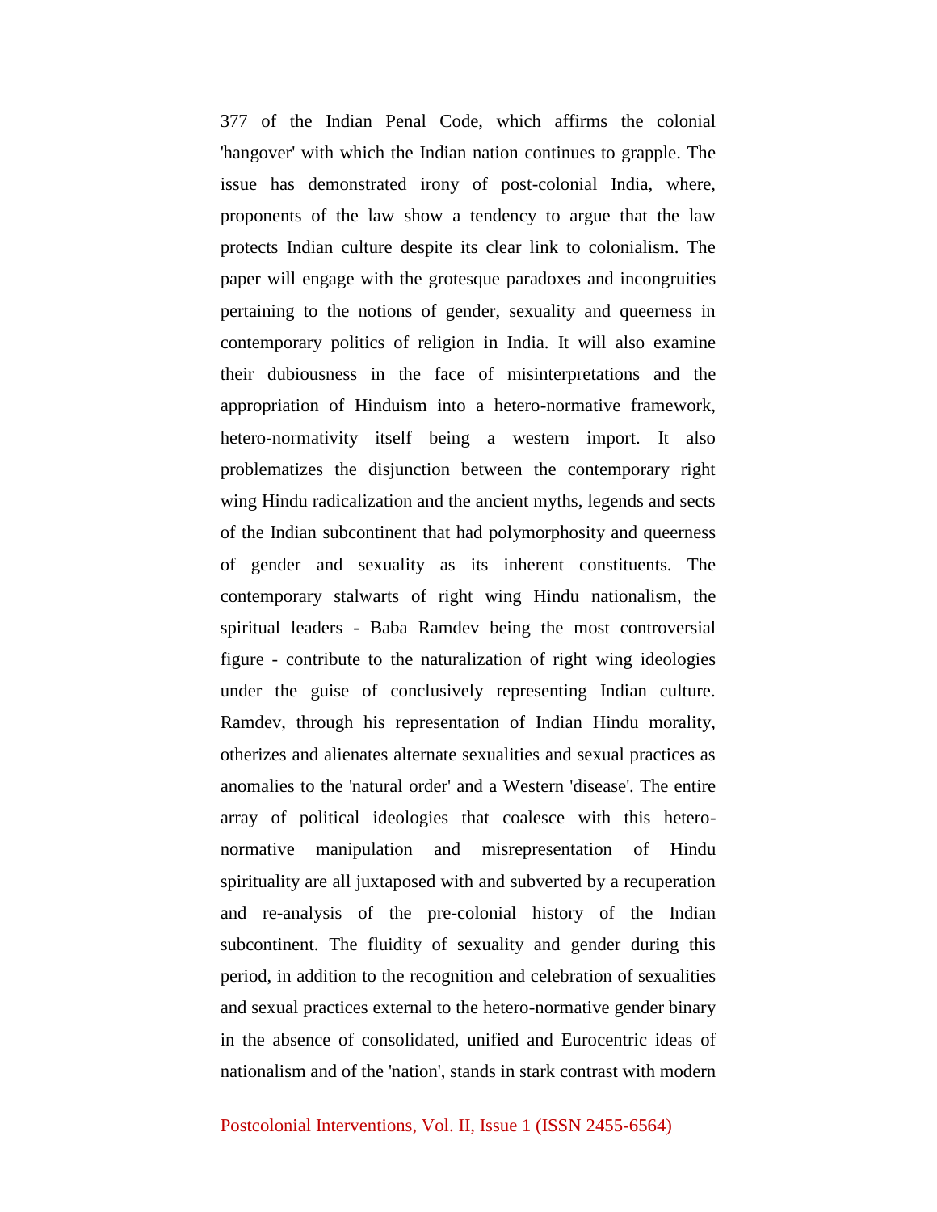377 of the Indian Penal Code, which affirms the colonial 'hangover' with which the Indian nation continues to grapple. The issue has demonstrated irony of post-colonial India, where, proponents of the law show a tendency to argue that the law protects Indian culture despite its clear link to colonialism. The paper will engage with the grotesque paradoxes and incongruities pertaining to the notions of gender, sexuality and queerness in contemporary politics of religion in India. It will also examine their dubiousness in the face of misinterpretations and the appropriation of Hinduism into a hetero-normative framework, hetero-normativity itself being a western import. It also problematizes the disjunction between the contemporary right wing Hindu radicalization and the ancient myths, legends and sects of the Indian subcontinent that had polymorphosity and queerness of gender and sexuality as its inherent constituents. The contemporary stalwarts of right wing Hindu nationalism, the spiritual leaders - Baba Ramdev being the most controversial figure - contribute to the naturalization of right wing ideologies under the guise of conclusively representing Indian culture. Ramdev, through his representation of Indian Hindu morality, otherizes and alienates alternate sexualities and sexual practices as anomalies to the 'natural order' and a Western 'disease'. The entire array of political ideologies that coalesce with this hetero-normative manipulation and misrepresentation of Hindu spirituality are all juxtaposed with and subverted by a recuperation and re-analysis of the pre-colonial history of the Indian subcontinent. The fluidity of sexuality and gender during this period, in addition to the recognition and celebration of sexualities and sexual practices external to the hetero-normative gender binary in the absence of consolidated, unified and Eurocentric ideas of nationalism and of the 'nation', stands in stark contrast with modern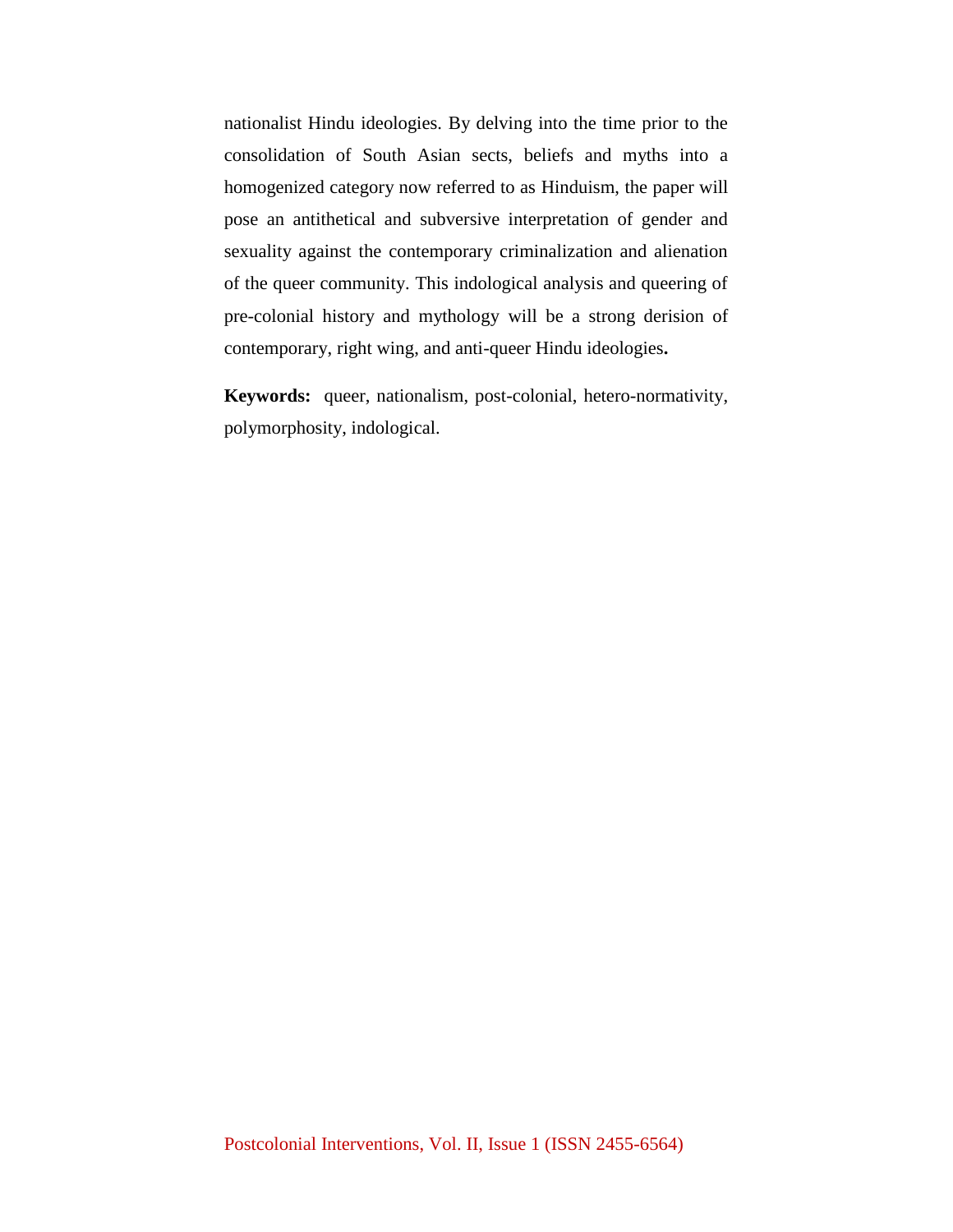nationalist Hindu ideologies. By delving into the time prior to the consolidation of South Asian sects, beliefs and myths into a homogenized category now referred to as Hinduism, the paper will pose an antithetical and subversive interpretation of gender and sexuality against the contemporary criminalization and alienation of the queer community. This indological analysis and queering of pre-colonial history and mythology will be a strong derision of contemporary, right wing, and anti-queer Hindu ideologies**.**

**Keywords:** queer, nationalism, post-colonial, hetero-normativity, polymorphosity, indological.